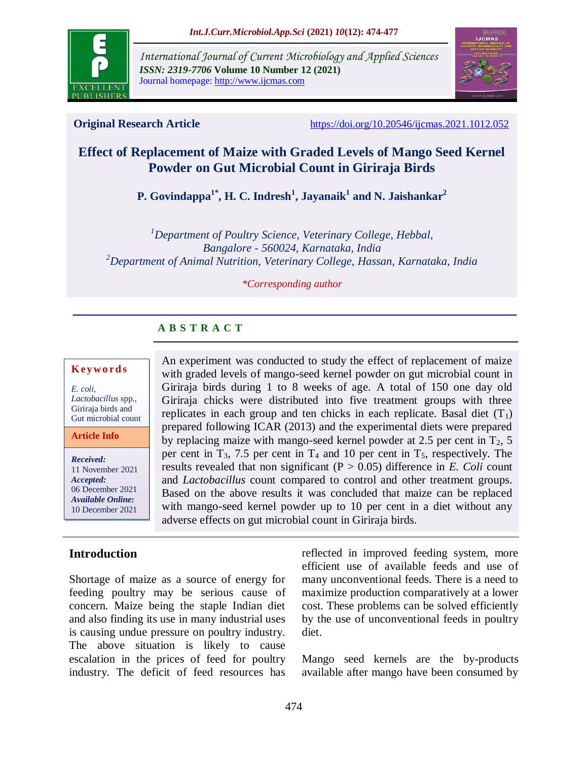**Original Research Article** https://doi.org/10.20546/ijcmas.2021.1012.052

# Effect of Replacement of Maize with Graded Levels of Mango Seed Kernel Powder on Gut Microbial Count in Giriraja Birds

**P. Govindappa[1*], H. C. Indresh[1], Jayanaik[1] and N. Jaishankar[2]**

[1]*Department of Poultry Science, Veterinary College, Hebbal, Bangalore - 560024, Karnataka, India*
[2]*Department of Animal Nutrition, Veterinary College, Hassan, Karnataka, India*

*\*Corresponding author*

## ABSTRACT

**Keywords**

*E. coli*, *Lactobacillus* spp., Giriraja birds and Gut microbial count

**Article Info**

***Received:*** 11 November 2021
***Accepted:*** 06 December 2021
***Available Online:*** 10 December 2021

An experiment was conducted to study the effect of replacement of maize with graded levels of mango-seed kernel powder on gut microbial count in Giriraja birds during 1 to 8 weeks of age. A total of 150 one day old Giriraja chicks were distributed into five treatment groups with three replicates in each group and ten chicks in each replicate. Basal diet ($T_1$) prepared following ICAR (2013) and the experimental diets were prepared by replacing maize with mango-seed kernel powder at 2.5 per cent in $T_2$, 5 per cent in $T_3$, 7.5 per cent in $T_4$ and 10 per cent in $T_5$, respectively. The results revealed that non significant ($P > 0.05$) difference in *E. Coli* count and *Lactobacillus* count compared to control and other treatment groups. Based on the above results it was concluded that maize can be replaced with mango-seed kernel powder up to 10 per cent in a diet without any adverse effects on gut microbial count in Giriraja birds.

## Introduction

Shortage of maize as a source of energy for feeding poultry may be serious cause of concern. Maize being the staple Indian diet and also finding its use in many industrial uses is causing undue pressure on poultry industry. The above situation is likely to cause escalation in the prices of feed for poultry industry. The deficit of feed resources has reflected in improved feeding system, more efficient use of available feeds and use of many unconventional feeds. There is a need to maximize production comparatively at a lower cost. These problems can be solved efficiently by the use of unconventional feeds in poultry diet.

Mango seed kernels are the by-products available after mango have been consumed by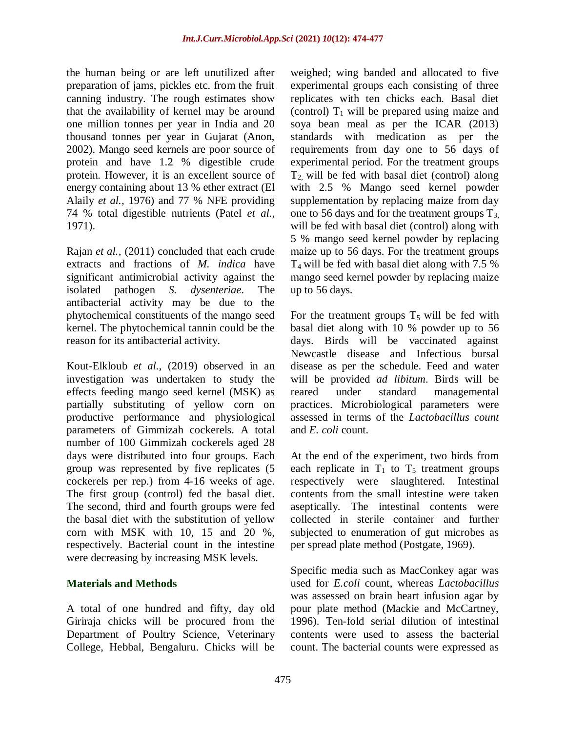the human being or are left unutilized after preparation of jams, pickles etc. from the fruit canning industry. The rough estimates show that the availability of kernel may be around one million tonnes per year in India and 20 thousand tonnes per year in Gujarat (Anon, 2002). Mango seed kernels are poor source of protein and have 1.2 % digestible crude protein. However, it is an excellent source of energy containing about 13 % ether extract (El Alaily *et al.,* 1976) and 77 % NFE providing 74 % total digestible nutrients (Patel *et al.,* 1971).

Rajan *et al.,* (2011) concluded that each crude extracts and fractions of *M. indica* have significant antimicrobial activity against the isolated pathogen *S. dysenteriae*. The antibacterial activity may be due to the phytochemical constituents of the mango seed kernel. The phytochemical tannin could be the reason for its antibacterial activity.

Kout-Elkloub *et al.,* (2019) observed in an investigation was undertaken to study the effects feeding mango seed kernel (MSK) as partially substituting of yellow corn on productive performance and physiological parameters of Gimmizah cockerels. A total number of 100 Gimmizah cockerels aged 28 days were distributed into four groups. Each group was represented by five replicates (5 cockerels per rep.) from 4-16 weeks of age. The first group (control) fed the basal diet. The second, third and fourth groups were fed the basal diet with the substitution of yellow corn with MSK with 10, 15 and 20 %, respectively. Bacterial count in the intestine were decreasing by increasing MSK levels.

## Materials and Methods

A total of one hundred and fifty, day old Giriraja chicks will be procured from the Department of Poultry Science, Veterinary College, Hebbal, Bengaluru. Chicks will be weighed; wing banded and allocated to five experimental groups each consisting of three replicates with ten chicks each. Basal diet (control) $T_1$ will be prepared using maize and soya bean meal as per the ICAR (2013) standards with medication as per the requirements from day one to 56 days of experimental period. For the treatment groups $T_2$, will be fed with basal diet (control) along with 2.5 % Mango seed kernel powder supplementation by replacing maize from day one to 56 days and for the treatment groups $T_3$, will be fed with basal diet (control) along with 5 % mango seed kernel powder by replacing maize up to 56 days. For the treatment groups $T_4$ will be fed with basal diet along with 7.5 % mango seed kernel powder by replacing maize up to 56 days.

For the treatment groups $T_5$ will be fed with basal diet along with 10 % powder up to 56 days. Birds will be vaccinated against Newcastle disease and Infectious bursal disease as per the schedule. Feed and water will be provided *ad libitum*. Birds will be reared under standard managemental practices. Microbiological parameters were assessed in terms of the *Lactobacillus count* and *E. coli* count.

At the end of the experiment, two birds from each replicate in $T_1$ to $T_5$ treatment groups respectively were slaughtered. Intestinal contents from the small intestine were taken aseptically. The intestinal contents were collected in sterile container and further subjected to enumeration of gut microbes as per spread plate method (Postgate, 1969).

Specific media such as MacConkey agar was used for *E.coli* count, whereas *Lactobacillus* was assessed on brain heart infusion agar by pour plate method (Mackie and McCartney, 1996). Ten-fold serial dilution of intestinal contents were used to assess the bacterial count. The bacterial counts were expressed as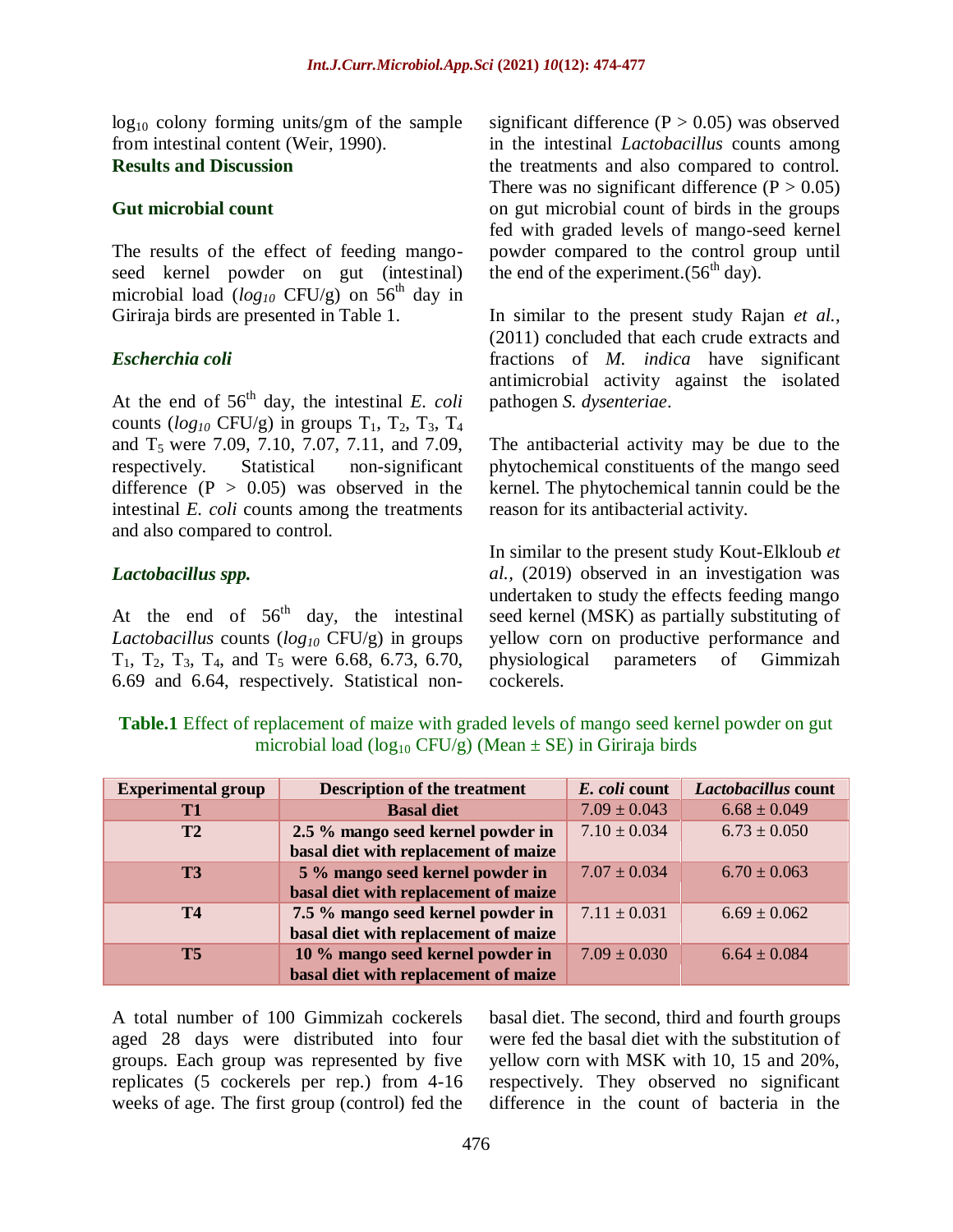$\log_{10}$ colony forming units/gm of the sample from intestinal content (Weir, 1990).

## Results and Discussion

### Gut microbial count

The results of the effect of feeding mango-seed kernel powder on gut (intestinal) microbial load (*$log_{10}$* CFU/g) on $56^{th}$ day in Giriraja birds are presented in Table 1.

### *Escherchia coli*

At the end of $56^{th}$ day, the intestinal *E. coli* counts (*$log_{10}$* CFU/g) in groups $T_1$, $T_2$, $T_3$, $T_4$ and $T_5$ were 7.09, 7.10, 7.07, 7.11, and 7.09, respectively. Statistical non-significant difference ($P > 0.05$) was observed in the intestinal *E. coli* counts among the treatments and also compared to control.

### *Lactobacillus spp.*

At the end of $56^{th}$ day, the intestinal *Lactobacillus* counts (*$log_{10}$* CFU/g) in groups $T_1$, $T_2$, $T_3$, $T_4$, and $T_5$ were 6.68, 6.73, 6.70, 6.69 and 6.64, respectively. Statistical non-significant difference ($P > 0.05$) was observed in the intestinal *Lactobacillus* counts among the treatments and also compared to control. There was no significant difference ($P > 0.05$) on gut microbial count of birds in the groups fed with graded levels of mango-seed kernel powder compared to the control group until the end of the experiment.($56^{th}$ day).

In similar to the present study Rajan *et al.,* (2011) concluded that each crude extracts and fractions of *M. indica* have significant antimicrobial activity against the isolated pathogen *S. dysenteriae*.

The antibacterial activity may be due to the phytochemical constituents of the mango seed kernel. The phytochemical tannin could be the reason for its antibacterial activity.

In similar to the present study Kout-Elkloub *et al.,* (2019) observed in an investigation was undertaken to study the effects feeding mango seed kernel (MSK) as partially substituting of yellow corn on productive performance and physiological parameters of Gimmizah cockerels.

**Table.1** Effect of replacement of maize with graded levels of mango seed kernel powder on gut microbial load ($\log_{10}$ CFU/g) (Mean ± SE) in Giriraja birds

| Experimental group | Description of the treatment | *E. coli* count | *Lactobacillus* count |
|---|---|---|---|
| T1 | Basal diet | 7.09 ± 0.043 | 6.68 ± 0.049 |
| T2 | 2.5 % mango seed kernel powder in basal diet with replacement of maize | 7.10 ± 0.034 | 6.73 ± 0.050 |
| T3 | 5 % mango seed kernel powder in basal diet with replacement of maize | 7.07 ± 0.034 | 6.70 ± 0.063 |
| T4 | 7.5 % mango seed kernel powder in basal diet with replacement of maize | 7.11 ± 0.031 | 6.69 ± 0.062 |
| T5 | 10 % mango seed kernel powder in basal diet with replacement of maize | 7.09 ± 0.030 | 6.64 ± 0.084 |

A total number of 100 Gimmizah cockerels aged 28 days were distributed into four groups. Each group was represented by five replicates (5 cockerels per rep.) from 4-16 weeks of age. The first group (control) fed the basal diet. The second, third and fourth groups were fed the basal diet with the substitution of yellow corn with MSK with 10, 15 and 20%, respectively. They observed no significant difference in the count of bacteria in the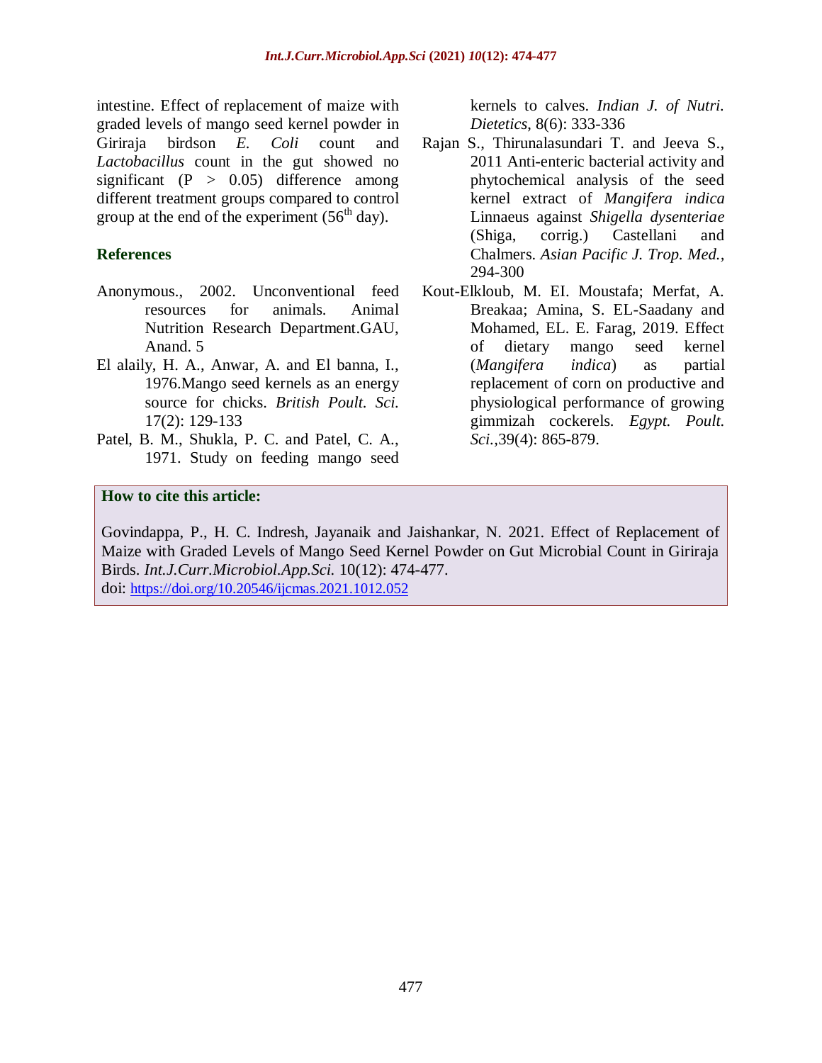intestine. Effect of replacement of maize with graded levels of mango seed kernel powder in Giriraja birdson *E. Coli* count and *Lactobacillus* count in the gut showed no significant ($P > 0.05$) difference among different treatment groups compared to control group at the end of the experiment (56th day).

## References

Anonymous., 2002. Unconventional feed resources for animals. Animal Nutrition Research Department.GAU, Anand. 5

El alaily, H. A., Anwar, A. and El banna, I., 1976.Mango seed kernels as an energy source for chicks. *British Poult. Sci.* 17(2): 129-133

Patel, B. M., Shukla, P. C. and Patel, C. A., 1971. Study on feeding mango seed kernels to calves. *Indian J. of Nutri. Dietetics*, 8(6): 333-336

Rajan S., Thirunalasundari T. and Jeeva S., 2011 Anti-enteric bacterial activity and phytochemical analysis of the seed kernel extract of *Mangifera indica* Linnaeus against *Shigella dysenteriae* (Shiga, corrig.) Castellani and Chalmers. *Asian Pacific J. Trop. Med.*, 294-300

Kout-Elkloub, M. EI. Moustafa; Merfat, A. Breakaa; Amina, S. EL-Saadany and Mohamed, EL. E. Farag, 2019. Effect of dietary mango seed kernel (*Mangifera indica*) as partial replacement of corn on productive and physiological performance of growing gimmizah cockerels. *Egypt. Poult. Sci.*,39(4): 865-879.

**How to cite this article:**

Govindappa, P., H. C. Indresh, Jayanaik and Jaishankar, N. 2021. Effect of Replacement of Maize with Graded Levels of Mango Seed Kernel Powder on Gut Microbial Count in Giriraja Birds. *Int.J.Curr.Microbiol.App.Sci.* 10(12): 474-477.
doi: https://doi.org/10.20546/ijcmas.2021.1012.052